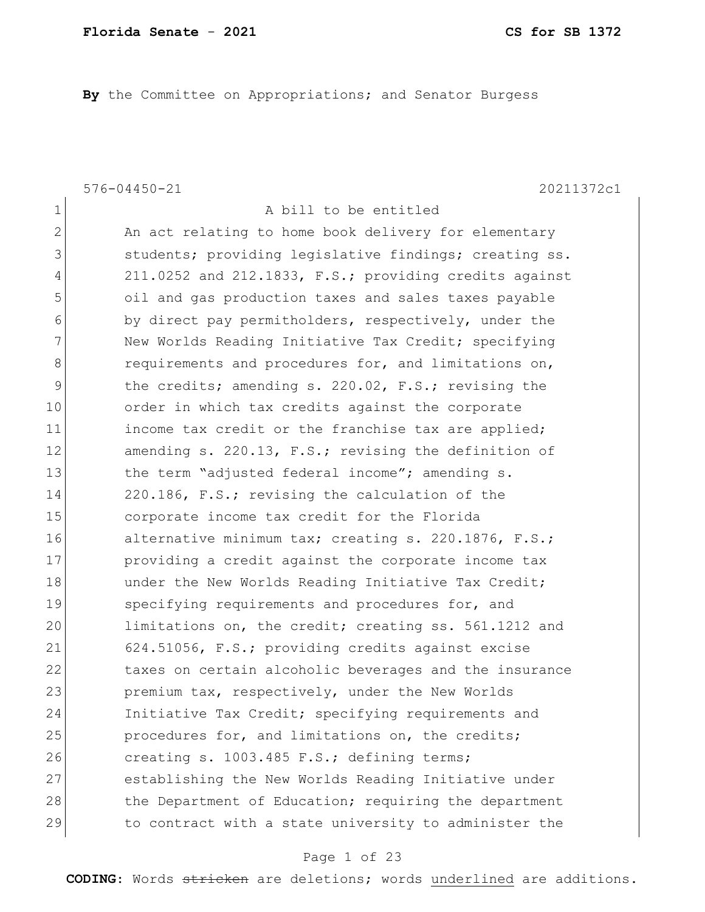**By** the Committee on Appropriations; and Senator Burgess

576-04450-21 20211372c1

1 A bill to be entitled
2 An act relating to home book delivery for elementary
3 students; providing legislative findings; creating ss.
4 211.0252 and 212.1833, F.S.; providing credits against
5 oil and gas production taxes and sales taxes payable
6 by direct pay permitholders, respectively, under the
7 New Worlds Reading Initiative Tax Credit; specifying
8 requirements and procedures for, and limitations on,
9 the credits; amending s. 220.02, F.S.; revising the
10 order in which tax credits against the corporate
11 income tax credit or the franchise tax are applied;
12 amending s. 220.13, F.S.; revising the definition of
13 the term "adjusted federal income"; amending s.
14 220.186, F.S.; revising the calculation of the
15 corporate income tax credit for the Florida
16 alternative minimum tax; creating s. 220.1876, F.S.;
17 providing a credit against the corporate income tax
18 under the New Worlds Reading Initiative Tax Credit;
19 specifying requirements and procedures for, and
20 limitations on, the credit; creating ss. 561.1212 and
21 624.51056, F.S.; providing credits against excise
22 taxes on certain alcoholic beverages and the insurance
23 premium tax, respectively, under the New Worlds
24 Initiative Tax Credit; specifying requirements and
25 procedures for, and limitations on, the credits;
26 creating s. 1003.485 F.S.; defining terms;
27 establishing the New Worlds Reading Initiative under
28 the Department of Education; requiring the department
29 to contract with a state university to administer the

**CODING:** Words ~~stricken~~ are deletions; words underlined are additions.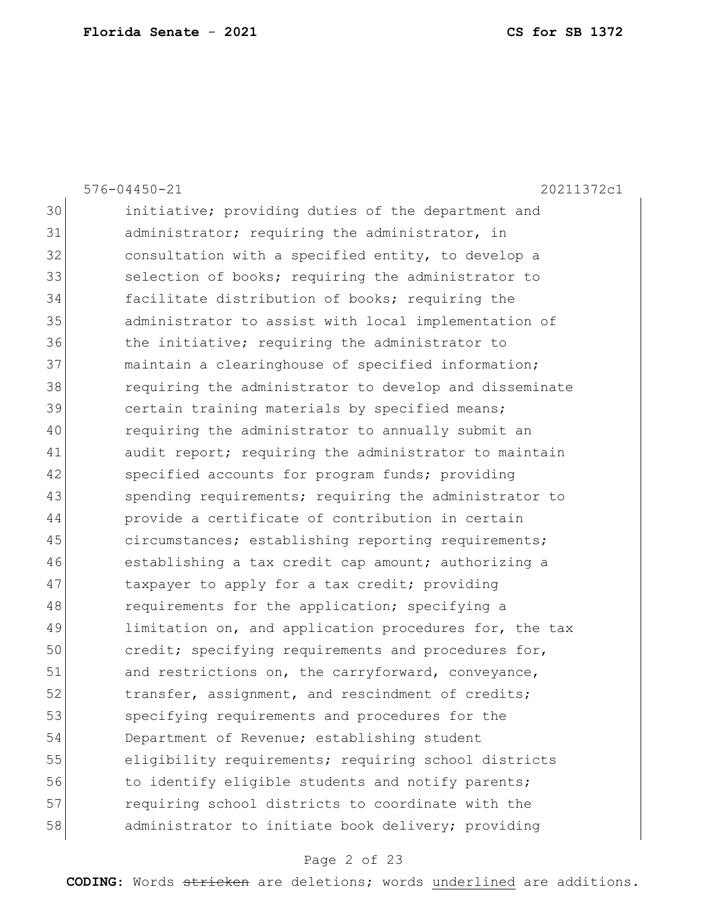576-04450-21 20211372c1

30 initiative; providing duties of the department and
31 administrator; requiring the administrator, in
32 consultation with a specified entity, to develop a
33 selection of books; requiring the administrator to
34 facilitate distribution of books; requiring the
35 administrator to assist with local implementation of
36 the initiative; requiring the administrator to
37 maintain a clearinghouse of specified information;
38 requiring the administrator to develop and disseminate
39 certain training materials by specified means;
40 requiring the administrator to annually submit an
41 audit report; requiring the administrator to maintain
42 specified accounts for program funds; providing
43 spending requirements; requiring the administrator to
44 provide a certificate of contribution in certain
45 circumstances; establishing reporting requirements;
46 establishing a tax credit cap amount; authorizing a
47 taxpayer to apply for a tax credit; providing
48 requirements for the application; specifying a
49 limitation on, and application procedures for, the tax
50 credit; specifying requirements and procedures for,
51 and restrictions on, the carryforward, conveyance,
52 transfer, assignment, and rescindment of credits;
53 specifying requirements and procedures for the
54 Department of Revenue; establishing student
55 eligibility requirements; requiring school districts
56 to identify eligible students and notify parents;
57 requiring school districts to coordinate with the
58 administrator to initiate book delivery; providing

**CODING:** Words ~~stricken~~ are deletions; words <u>underlined</u> are additions.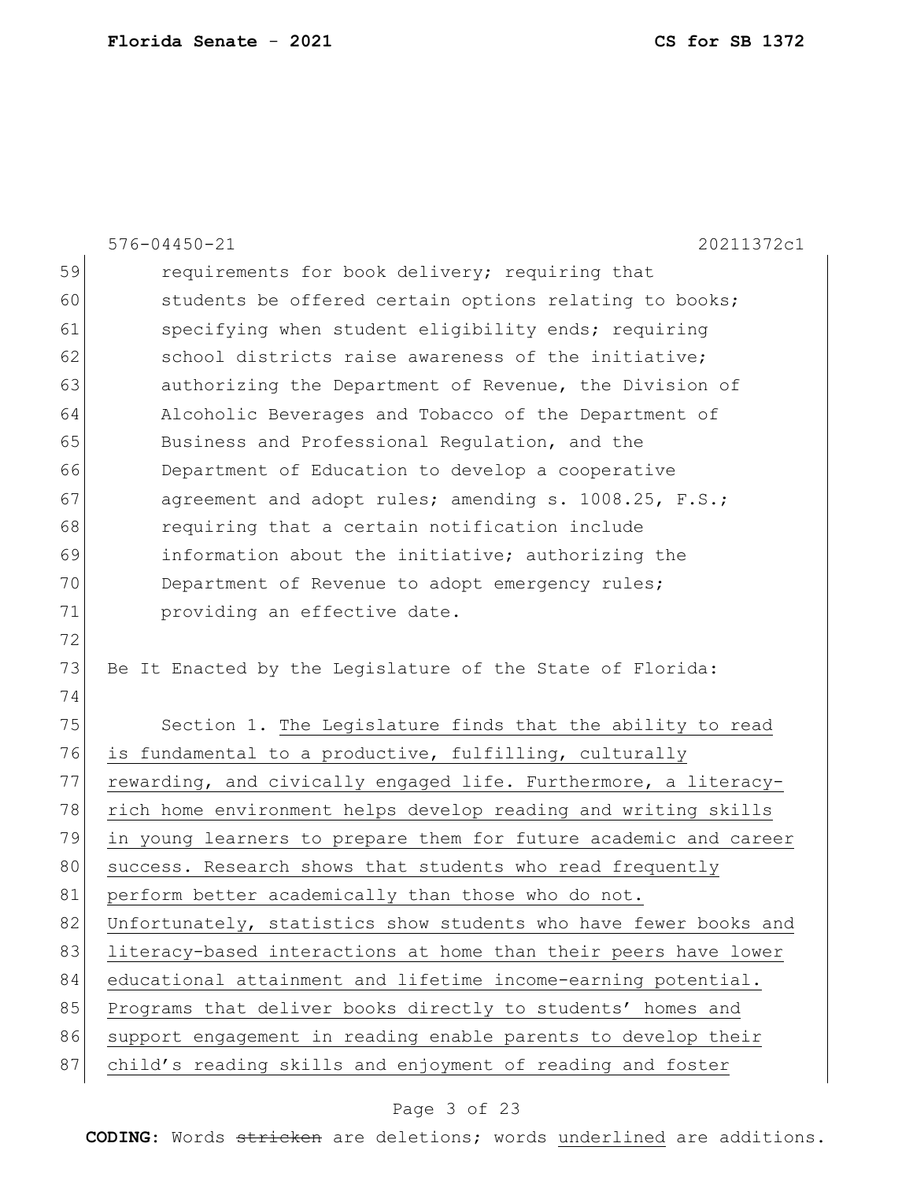requirements for book delivery; requiring that students be offered certain options relating to books; specifying when student eligibility ends; requiring school districts raise awareness of the initiative; authorizing the Department of Revenue, the Division of Alcoholic Beverages and Tobacco of the Department of Business and Professional Regulation, and the Department of Education to develop a cooperative agreement and adopt rules; amending s. 1008.25, F.S.; requiring that a certain notification include information about the initiative; authorizing the Department of Revenue to adopt emergency rules; providing an effective date.

Be It Enacted by the Legislature of the State of Florida:

Section 1. The Legislature finds that the ability to read is fundamental to a productive, fulfilling, culturally rewarding, and civically engaged life. Furthermore, a literacy-rich home environment helps develop reading and writing skills in young learners to prepare them for future academic and career success. Research shows that students who read frequently perform better academically than those who do not. Unfortunately, statistics show students who have fewer books and literacy-based interactions at home than their peers have lower educational attainment and lifetime income-earning potential. Programs that deliver books directly to students' homes and support engagement in reading enable parents to develop their child's reading skills and enjoyment of reading and foster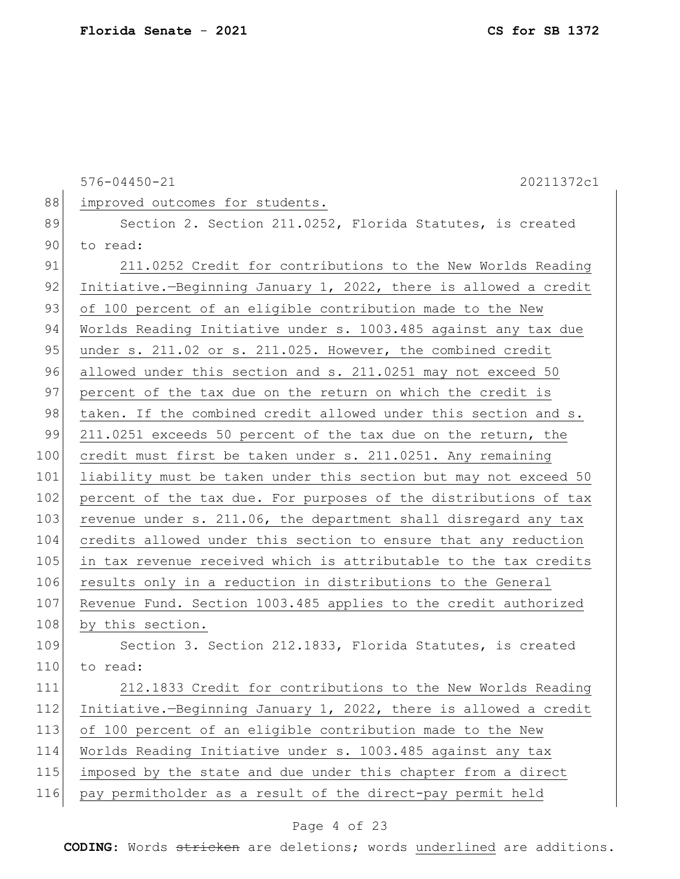improved outcomes for students.

Section 2. Section 211.0252, Florida Statutes, is created to read:

211.0252 Credit for contributions to the New Worlds Reading Initiative.—Beginning January 1, 2022, there is allowed a credit of 100 percent of an eligible contribution made to the New Worlds Reading Initiative under s. 1003.485 against any tax due under s. 211.02 or s. 211.025. However, the combined credit allowed under this section and s. 211.0251 may not exceed 50 percent of the tax due on the return on which the credit is taken. If the combined credit allowed under this section and s. 211.0251 exceeds 50 percent of the tax due on the return, the credit must first be taken under s. 211.0251. Any remaining liability must be taken under this section but may not exceed 50 percent of the tax due. For purposes of the distributions of tax revenue under s. 211.06, the department shall disregard any tax credits allowed under this section to ensure that any reduction in tax revenue received which is attributable to the tax credits results only in a reduction in distributions to the General Revenue Fund. Section 1003.485 applies to the credit authorized by this section.

Section 3. Section 212.1833, Florida Statutes, is created to read:

212.1833 Credit for contributions to the New Worlds Reading Initiative.—Beginning January 1, 2022, there is allowed a credit of 100 percent of an eligible contribution made to the New Worlds Reading Initiative under s. 1003.485 against any tax imposed by the state and due under this chapter from a direct pay permitholder as a result of the direct-pay permit held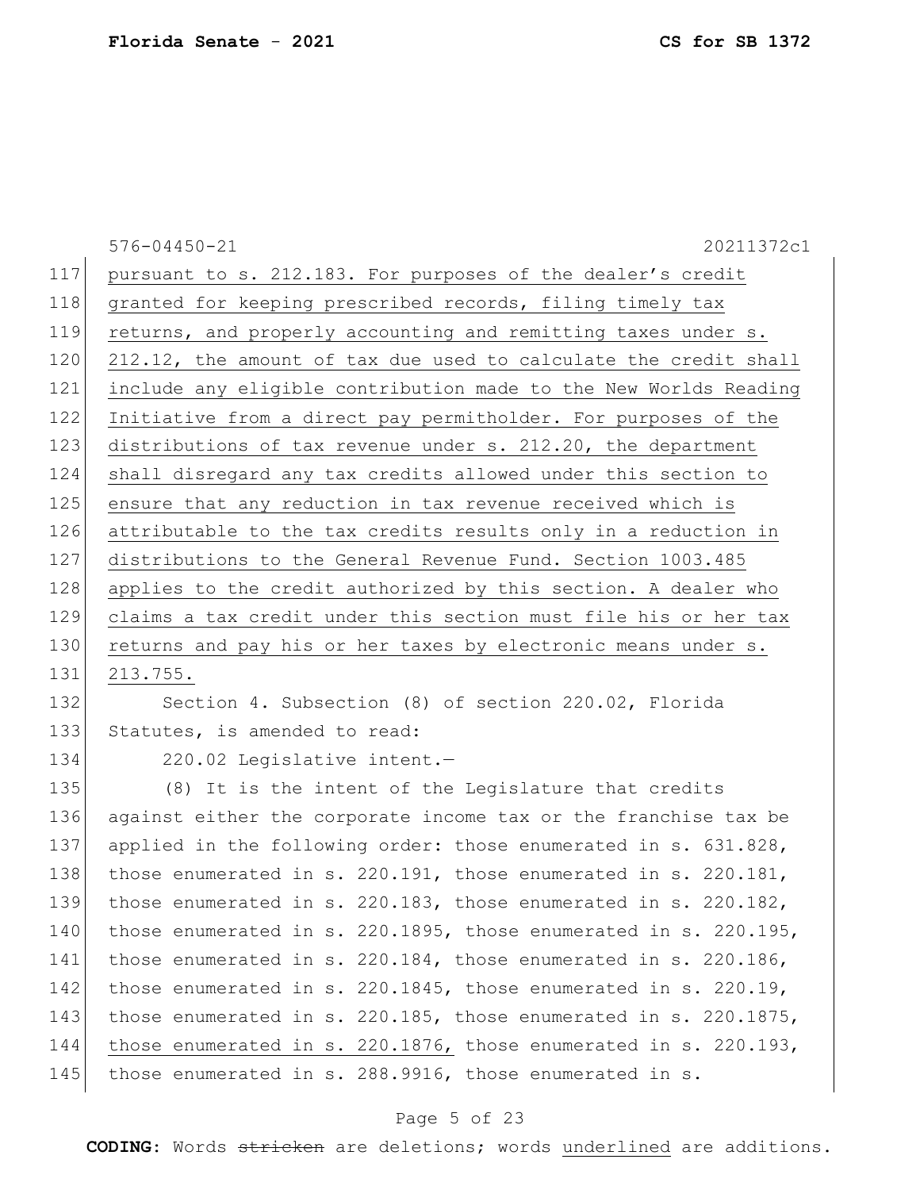pursuant to s. 212.183. For purposes of the dealer's credit granted for keeping prescribed records, filing timely tax returns, and properly accounting and remitting taxes under s. 212.12, the amount of tax due used to calculate the credit shall include any eligible contribution made to the New Worlds Reading Initiative from a direct pay permitholder. For purposes of the distributions of tax revenue under s. 212.20, the department shall disregard any tax credits allowed under this section to ensure that any reduction in tax revenue received which is attributable to the tax credits results only in a reduction in distributions to the General Revenue Fund. Section 1003.485 applies to the credit authorized by this section. A dealer who claims a tax credit under this section must file his or her tax returns and pay his or her taxes by electronic means under s. 213.755.

Section 4. Subsection (8) of section 220.02, Florida Statutes, is amended to read:

220.02 Legislative intent.—

(8) It is the intent of the Legislature that credits against either the corporate income tax or the franchise tax be applied in the following order: those enumerated in s. 631.828, those enumerated in s. 220.191, those enumerated in s. 220.181, those enumerated in s. 220.183, those enumerated in s. 220.182, those enumerated in s. 220.1895, those enumerated in s. 220.195, those enumerated in s. 220.184, those enumerated in s. 220.186, those enumerated in s. 220.1845, those enumerated in s. 220.19, those enumerated in s. 220.185, those enumerated in s. 220.1875, those enumerated in s. 220.1876, those enumerated in s. 220.193, those enumerated in s. 288.9916, those enumerated in s.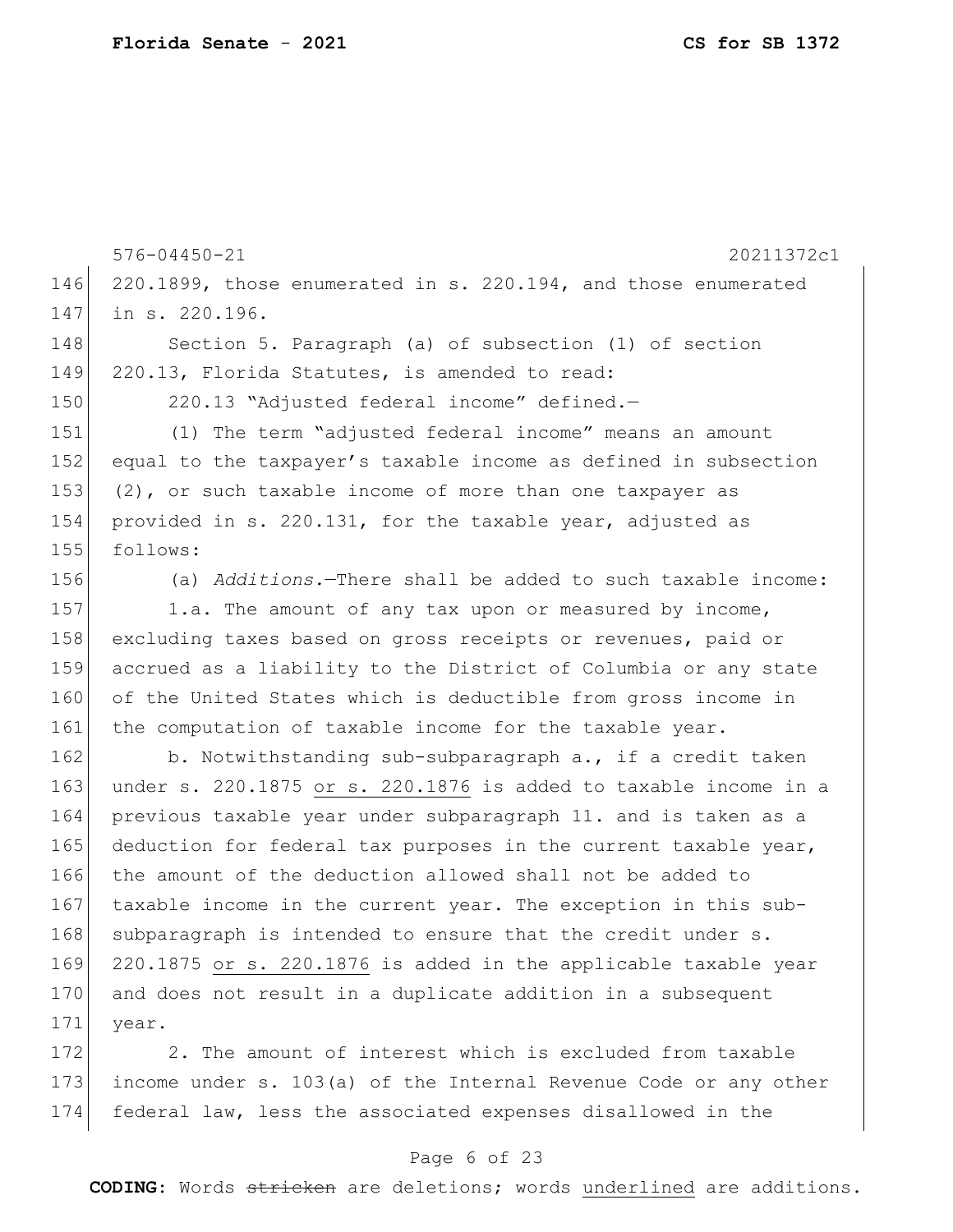220.1899, those enumerated in s. 220.194, and those enumerated in s. 220.196.

Section 5. Paragraph (a) of subsection (1) of section 220.13, Florida Statutes, is amended to read:

220.13 "Adjusted federal income" defined.—

(1) The term "adjusted federal income" means an amount equal to the taxpayer's taxable income as defined in subsection (2), or such taxable income of more than one taxpayer as provided in s. 220.131, for the taxable year, adjusted as follows:

(a) *Additions.*—There shall be added to such taxable income:

1.a. The amount of any tax upon or measured by income, excluding taxes based on gross receipts or revenues, paid or accrued as a liability to the District of Columbia or any state of the United States which is deductible from gross income in the computation of taxable income for the taxable year.

b. Notwithstanding sub-subparagraph a., if a credit taken under s. 220.1875 or s. 220.1876 is added to taxable income in a previous taxable year under subparagraph 11. and is taken as a deduction for federal tax purposes in the current taxable year, the amount of the deduction allowed shall not be added to taxable income in the current year. The exception in this sub-subparagraph is intended to ensure that the credit under s. 220.1875 or s. 220.1876 is added in the applicable taxable year and does not result in a duplicate addition in a subsequent year.

2. The amount of interest which is excluded from taxable income under s. 103(a) of the Internal Revenue Code or any other federal law, less the associated expenses disallowed in the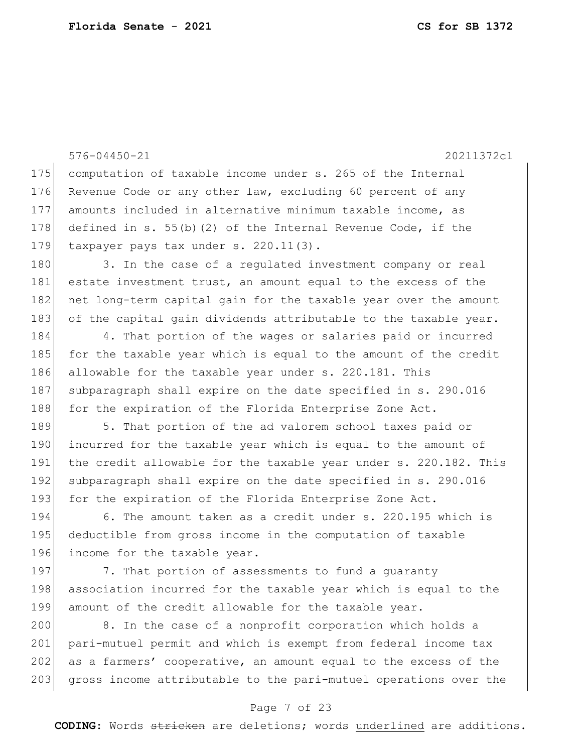computation of taxable income under s. 265 of the Internal Revenue Code or any other law, excluding 60 percent of any amounts included in alternative minimum taxable income, as defined in s. 55(b)(2) of the Internal Revenue Code, if the taxpayer pays tax under s. 220.11(3).

3. In the case of a regulated investment company or real estate investment trust, an amount equal to the excess of the net long-term capital gain for the taxable year over the amount of the capital gain dividends attributable to the taxable year.

4. That portion of the wages or salaries paid or incurred for the taxable year which is equal to the amount of the credit allowable for the taxable year under s. 220.181. This subparagraph shall expire on the date specified in s. 290.016 for the expiration of the Florida Enterprise Zone Act.

5. That portion of the ad valorem school taxes paid or incurred for the taxable year which is equal to the amount of the credit allowable for the taxable year under s. 220.182. This subparagraph shall expire on the date specified in s. 290.016 for the expiration of the Florida Enterprise Zone Act.

6. The amount taken as a credit under s. 220.195 which is deductible from gross income in the computation of taxable income for the taxable year.

7. That portion of assessments to fund a guaranty association incurred for the taxable year which is equal to the amount of the credit allowable for the taxable year.

8. In the case of a nonprofit corporation which holds a pari-mutuel permit and which is exempt from federal income tax as a farmers' cooperative, an amount equal to the excess of the gross income attributable to the pari-mutuel operations over the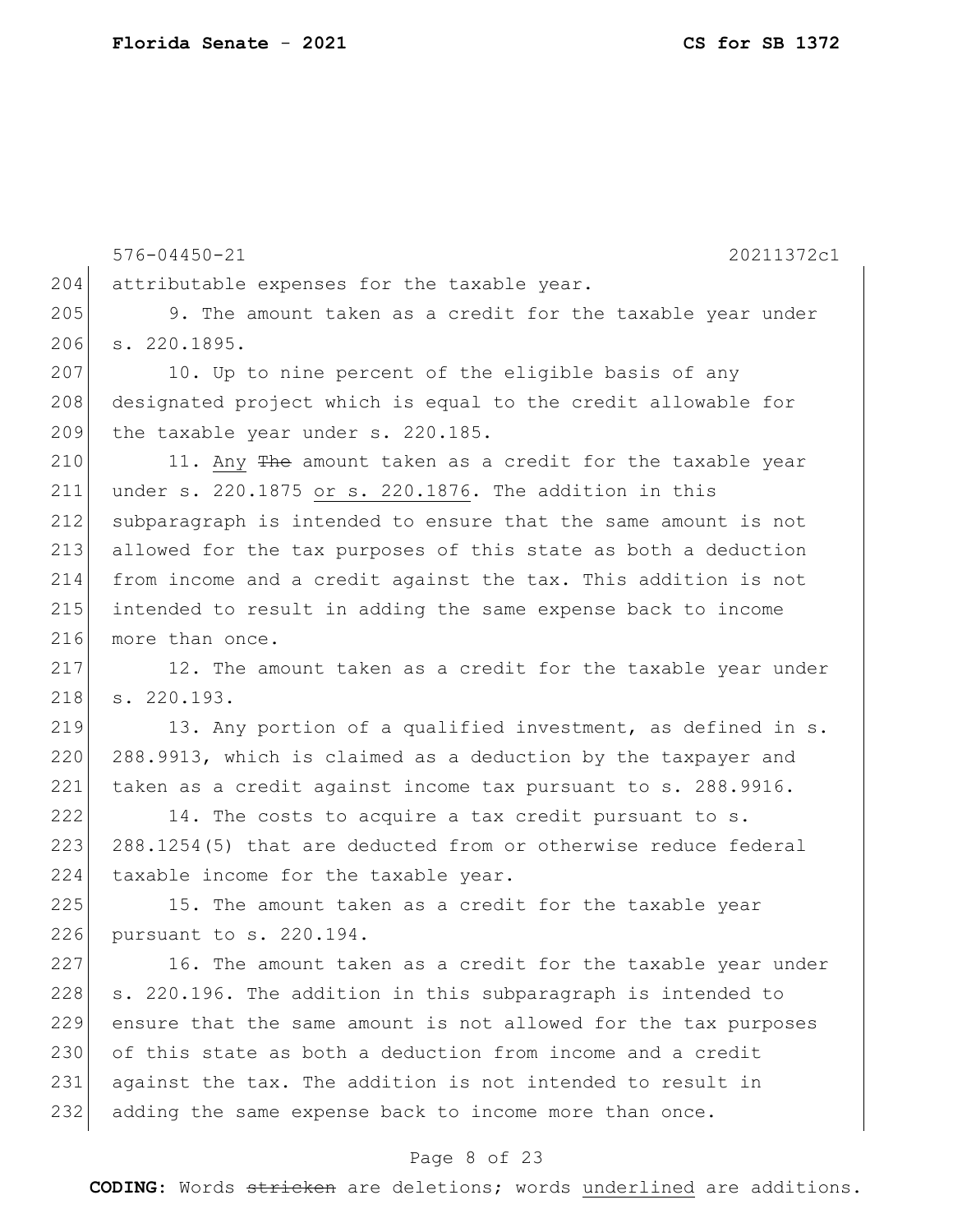attributable expenses for the taxable year.

9. The amount taken as a credit for the taxable year under s. 220.1895.

10. Up to nine percent of the eligible basis of any designated project which is equal to the credit allowable for the taxable year under s. 220.185.

11. <u>Any</u> ~~The~~ amount taken as a credit for the taxable year under s. 220.1875 <u>or s. 220.1876</u>. The addition in this subparagraph is intended to ensure that the same amount is not allowed for the tax purposes of this state as both a deduction from income and a credit against the tax. This addition is not intended to result in adding the same expense back to income more than once.

12. The amount taken as a credit for the taxable year under s. 220.193.

13. Any portion of a qualified investment, as defined in s. 288.9913, which is claimed as a deduction by the taxpayer and taken as a credit against income tax pursuant to s. 288.9916.

14. The costs to acquire a tax credit pursuant to s. 288.1254(5) that are deducted from or otherwise reduce federal taxable income for the taxable year.

15. The amount taken as a credit for the taxable year pursuant to s. 220.194.

16. The amount taken as a credit for the taxable year under s. 220.196. The addition in this subparagraph is intended to ensure that the same amount is not allowed for the tax purposes of this state as both a deduction from income and a credit against the tax. The addition is not intended to result in adding the same expense back to income more than once.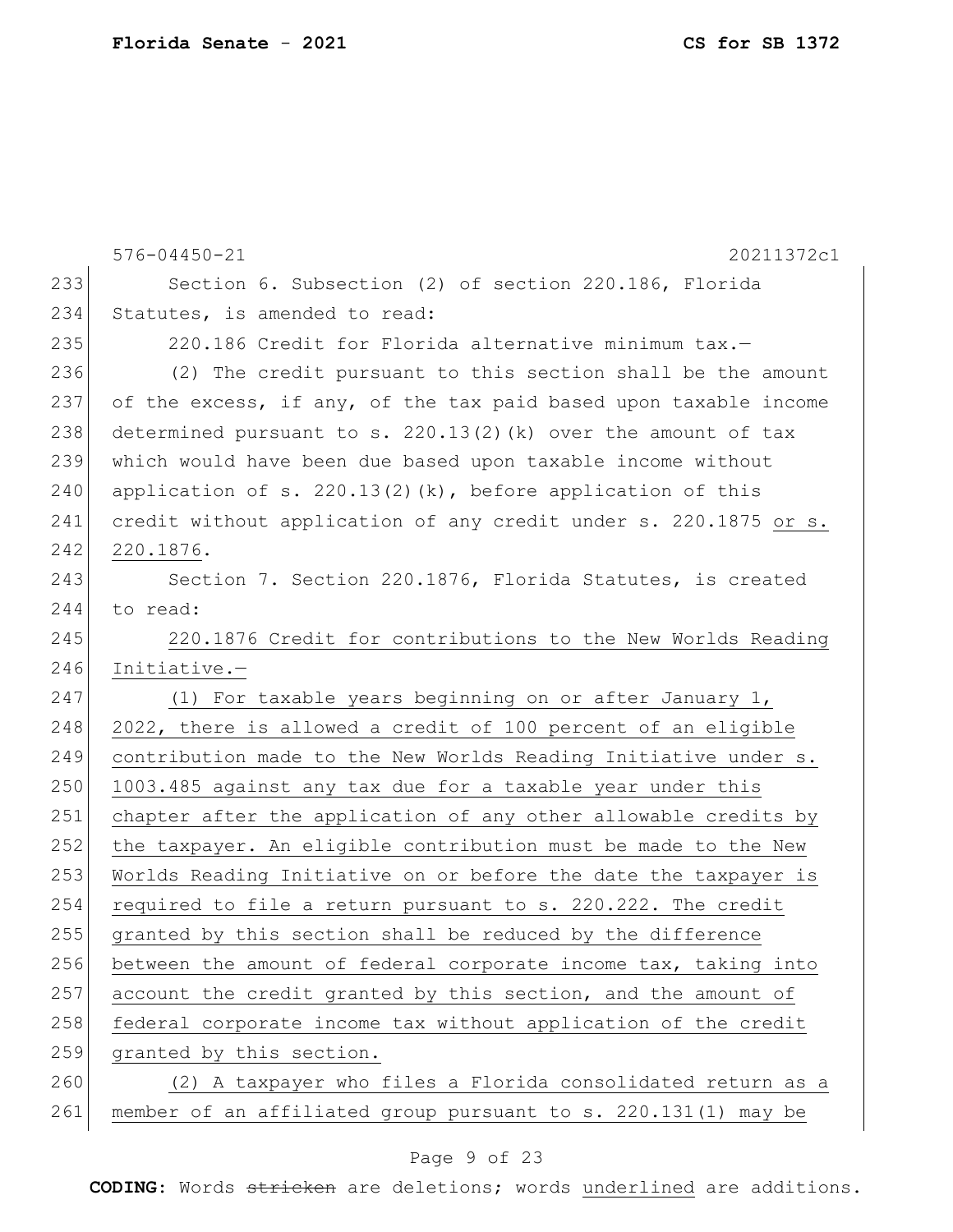Section 6. Subsection (2) of section 220.186, Florida Statutes, is amended to read:

220.186 Credit for Florida alternative minimum tax.—

(2) The credit pursuant to this section shall be the amount of the excess, if any, of the tax paid based upon taxable income determined pursuant to s. 220.13(2)(k) over the amount of tax which would have been due based upon taxable income without application of s. 220.13(2)(k), before application of this credit without application of any credit under s. 220.1875 <u>or s. 220.1876</u>.

Section 7. Section 220.1876, Florida Statutes, is created to read:

<u>220.1876 Credit for contributions to the New Worlds Reading Initiative.—</u>

<u>(1) For taxable years beginning on or after January 1, 2022, there is allowed a credit of 100 percent of an eligible contribution made to the New Worlds Reading Initiative under s. 1003.485 against any tax due for a taxable year under this chapter after the application of any other allowable credits by the taxpayer. An eligible contribution must be made to the New Worlds Reading Initiative on or before the date the taxpayer is required to file a return pursuant to s. 220.222. The credit granted by this section shall be reduced by the difference between the amount of federal corporate income tax, taking into account the credit granted by this section, and the amount of federal corporate income tax without application of the credit granted by this section.</u>

<u>(2) A taxpayer who files a Florida consolidated return as a member of an affiliated group pursuant to s. 220.131(1) may be</u>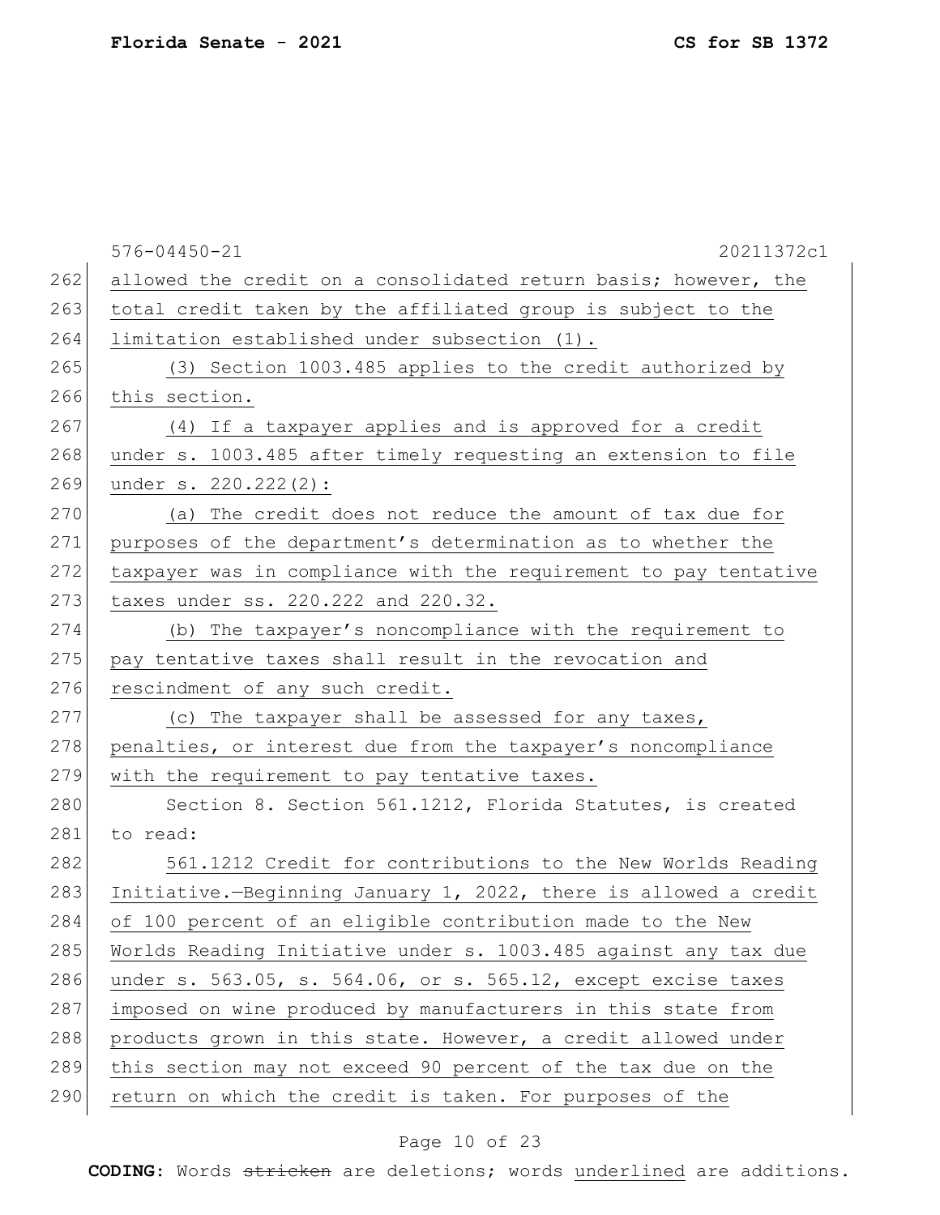allowed the credit on a consolidated return basis; however, the total credit taken by the affiliated group is subject to the limitation established under subsection (1).

(3) Section 1003.485 applies to the credit authorized by this section.

(4) If a taxpayer applies and is approved for a credit under s. 1003.485 after timely requesting an extension to file under s. 220.222(2):

(a) The credit does not reduce the amount of tax due for purposes of the department's determination as to whether the taxpayer was in compliance with the requirement to pay tentative taxes under ss. 220.222 and 220.32.

(b) The taxpayer's noncompliance with the requirement to pay tentative taxes shall result in the revocation and rescindment of any such credit.

(c) The taxpayer shall be assessed for any taxes, penalties, or interest due from the taxpayer's noncompliance with the requirement to pay tentative taxes.

Section 8. Section 561.1212, Florida Statutes, is created to read:

561.1212 Credit for contributions to the New Worlds Reading Initiative.—Beginning January 1, 2022, there is allowed a credit of 100 percent of an eligible contribution made to the New Worlds Reading Initiative under s. 1003.485 against any tax due under s. 563.05, s. 564.06, or s. 565.12, except excise taxes imposed on wine produced by manufacturers in this state from products grown in this state. However, a credit allowed under this section may not exceed 90 percent of the tax due on the return on which the credit is taken. For purposes of the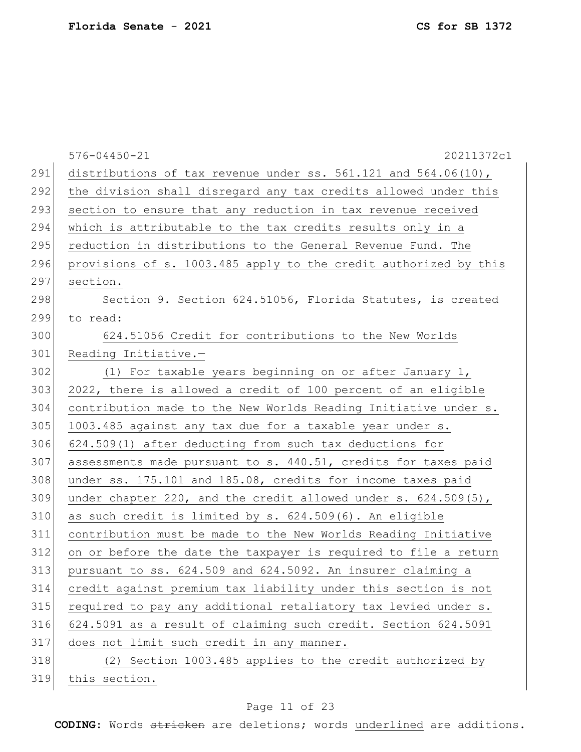distributions of tax revenue under ss. 561.121 and 564.06(10), the division shall disregard any tax credits allowed under this section to ensure that any reduction in tax revenue received which is attributable to the tax credits results only in a reduction in distributions to the General Revenue Fund. The provisions of s. 1003.485 apply to the credit authorized by this section.

Section 9. Section 624.51056, Florida Statutes, is created to read:

624.51056 Credit for contributions to the New Worlds Reading Initiative.—

(1) For taxable years beginning on or after January 1, 2022, there is allowed a credit of 100 percent of an eligible contribution made to the New Worlds Reading Initiative under s. 1003.485 against any tax due for a taxable year under s. 624.509(1) after deducting from such tax deductions for assessments made pursuant to s. 440.51, credits for taxes paid under ss. 175.101 and 185.08, credits for income taxes paid under chapter 220, and the credit allowed under s. 624.509(5), as such credit is limited by s. 624.509(6). An eligible contribution must be made to the New Worlds Reading Initiative on or before the date the taxpayer is required to file a return pursuant to ss. 624.509 and 624.5092. An insurer claiming a credit against premium tax liability under this section is not required to pay any additional retaliatory tax levied under s. 624.5091 as a result of claiming such credit. Section 624.5091 does not limit such credit in any manner.

(2) Section 1003.485 applies to the credit authorized by this section.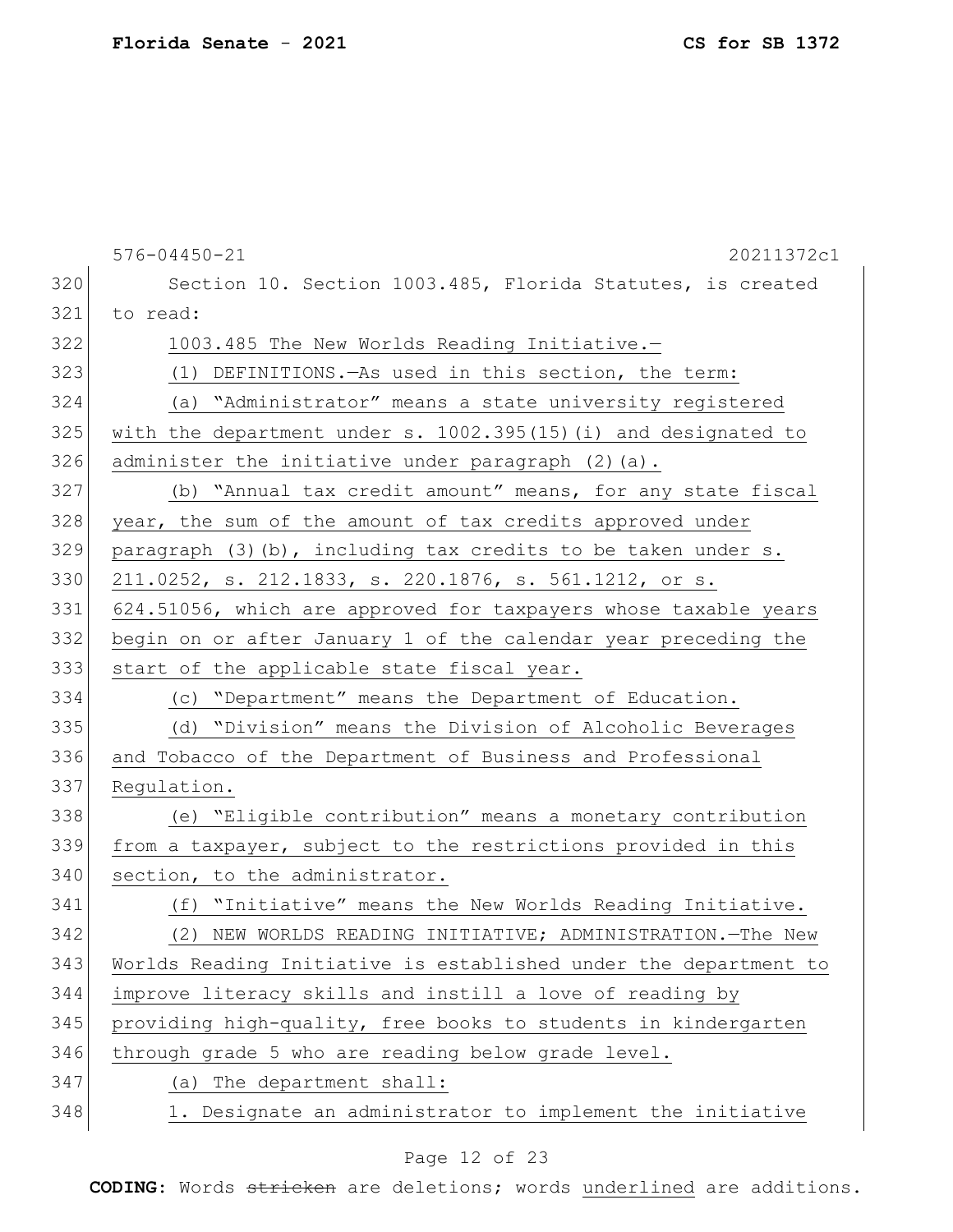Section 10. Section 1003.485, Florida Statutes, is created to read:

1003.485 The New Worlds Reading Initiative.—

(1) DEFINITIONS.—As used in this section, the term:

(a) "Administrator" means a state university registered with the department under s. 1002.395(15)(i) and designated to administer the initiative under paragraph (2)(a).

(b) "Annual tax credit amount" means, for any state fiscal year, the sum of the amount of tax credits approved under paragraph (3)(b), including tax credits to be taken under s. 211.0252, s. 212.1833, s. 220.1876, s. 561.1212, or s. 624.51056, which are approved for taxpayers whose taxable years begin on or after January 1 of the calendar year preceding the start of the applicable state fiscal year.

(c) "Department" means the Department of Education.

(d) "Division" means the Division of Alcoholic Beverages and Tobacco of the Department of Business and Professional Regulation.

(e) "Eligible contribution" means a monetary contribution from a taxpayer, subject to the restrictions provided in this section, to the administrator.

(f) "Initiative" means the New Worlds Reading Initiative.

(2) NEW WORLDS READING INITIATIVE; ADMINISTRATION.—The New Worlds Reading Initiative is established under the department to improve literacy skills and instill a love of reading by providing high-quality, free books to students in kindergarten through grade 5 who are reading below grade level.

(a) The department shall:

1. Designate an administrator to implement the initiative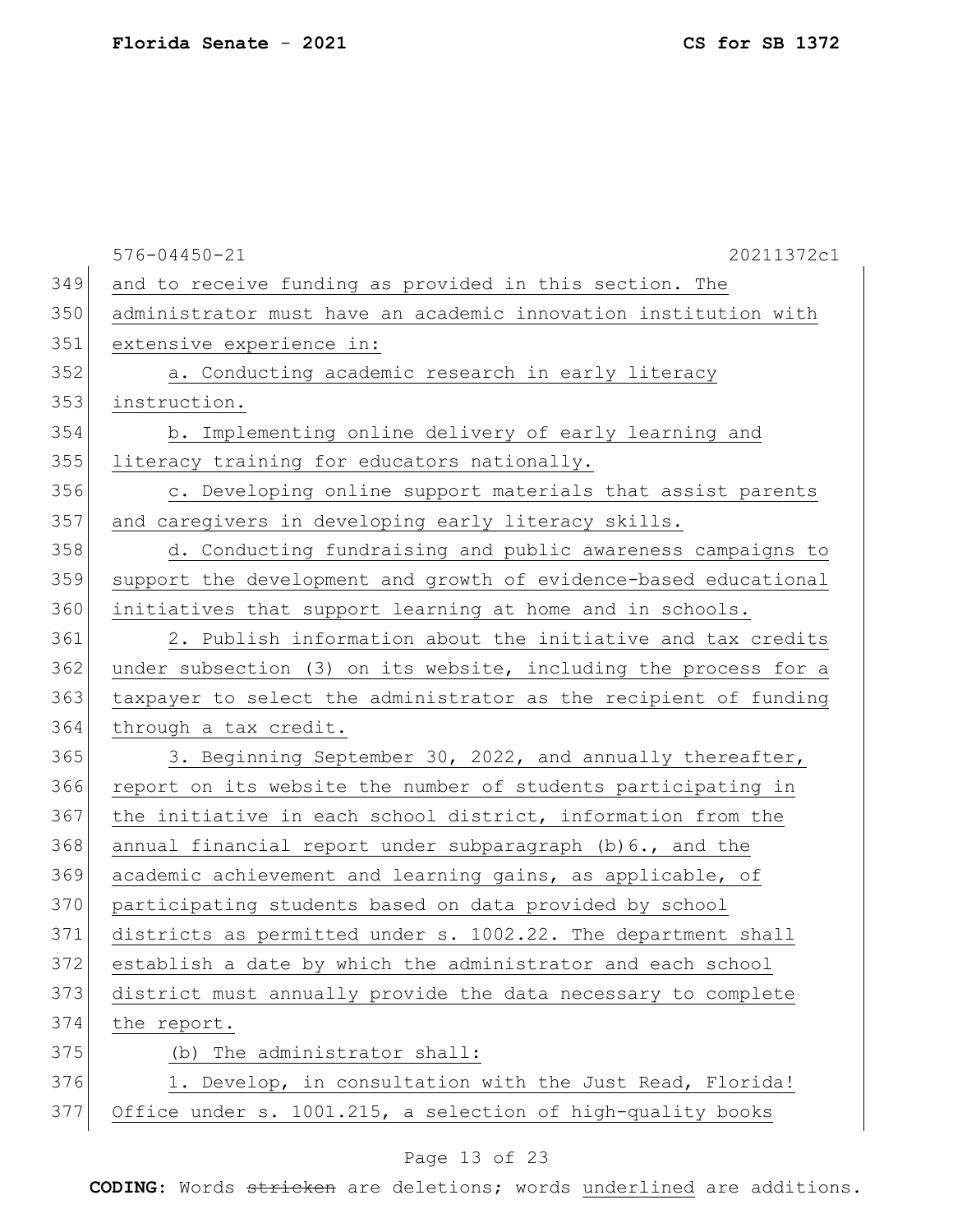and to receive funding as provided in this section. The administrator must have an academic innovation institution with extensive experience in:

a. Conducting academic research in early literacy instruction.

b. Implementing online delivery of early learning and literacy training for educators nationally.

c. Developing online support materials that assist parents and caregivers in developing early literacy skills.

d. Conducting fundraising and public awareness campaigns to support the development and growth of evidence-based educational initiatives that support learning at home and in schools.

2. Publish information about the initiative and tax credits under subsection (3) on its website, including the process for a taxpayer to select the administrator as the recipient of funding through a tax credit.

3. Beginning September 30, 2022, and annually thereafter, report on its website the number of students participating in the initiative in each school district, information from the annual financial report under subparagraph (b)6., and the academic achievement and learning gains, as applicable, of participating students based on data provided by school districts as permitted under s. 1002.22. The department shall establish a date by which the administrator and each school district must annually provide the data necessary to complete the report.

(b) The administrator shall:

1. Develop, in consultation with the Just Read, Florida! Office under s. 1001.215, a selection of high-quality books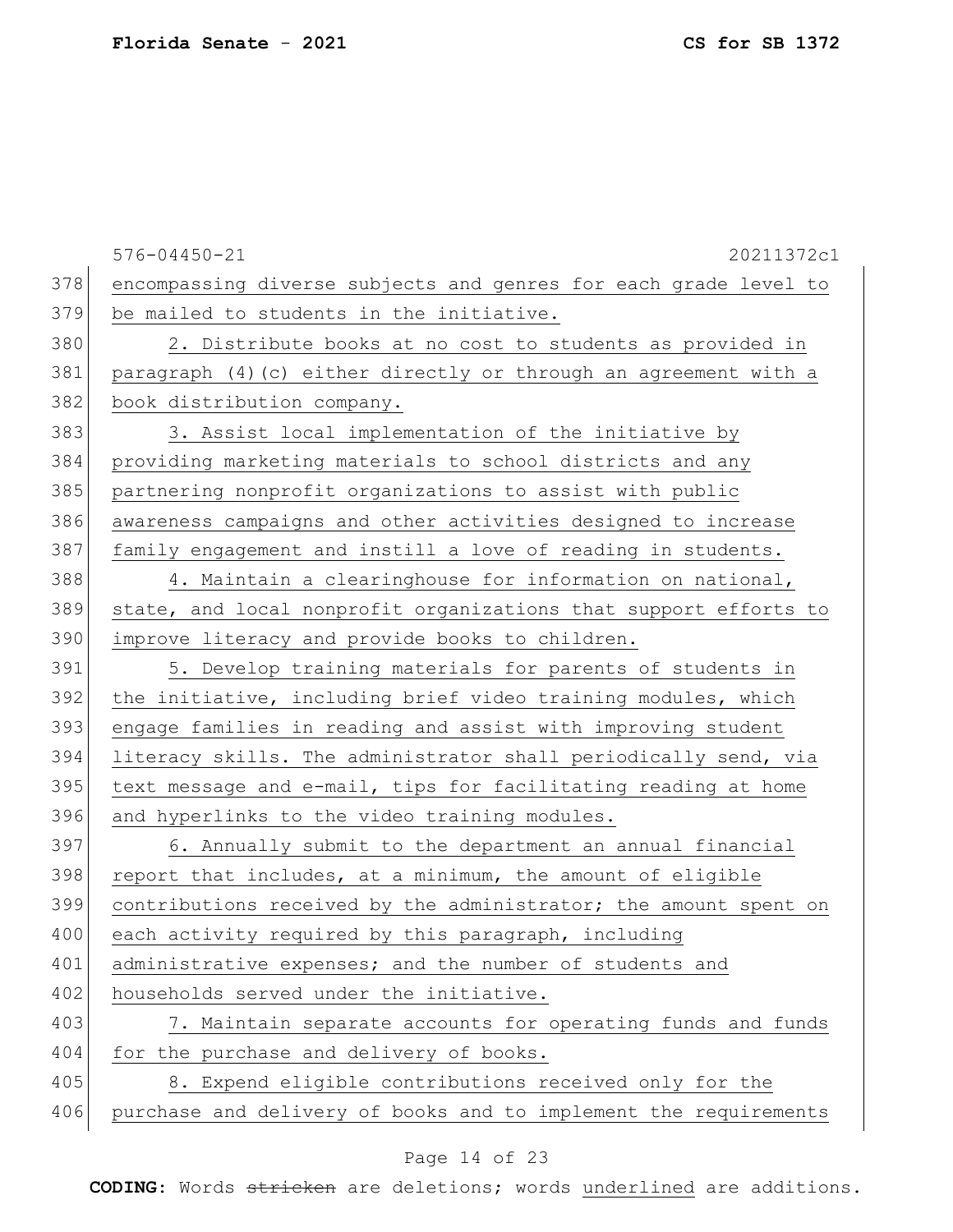encompassing diverse subjects and genres for each grade level to be mailed to students in the initiative.

2. Distribute books at no cost to students as provided in paragraph (4)(c) either directly or through an agreement with a book distribution company.

3. Assist local implementation of the initiative by providing marketing materials to school districts and any partnering nonprofit organizations to assist with public awareness campaigns and other activities designed to increase family engagement and instill a love of reading in students.

4. Maintain a clearinghouse for information on national, state, and local nonprofit organizations that support efforts to improve literacy and provide books to children.

5. Develop training materials for parents of students in the initiative, including brief video training modules, which engage families in reading and assist with improving student literacy skills. The administrator shall periodically send, via text message and e-mail, tips for facilitating reading at home and hyperlinks to the video training modules.

6. Annually submit to the department an annual financial report that includes, at a minimum, the amount of eligible contributions received by the administrator; the amount spent on each activity required by this paragraph, including administrative expenses; and the number of students and households served under the initiative.

7. Maintain separate accounts for operating funds and funds for the purchase and delivery of books.

8. Expend eligible contributions received only for the purchase and delivery of books and to implement the requirements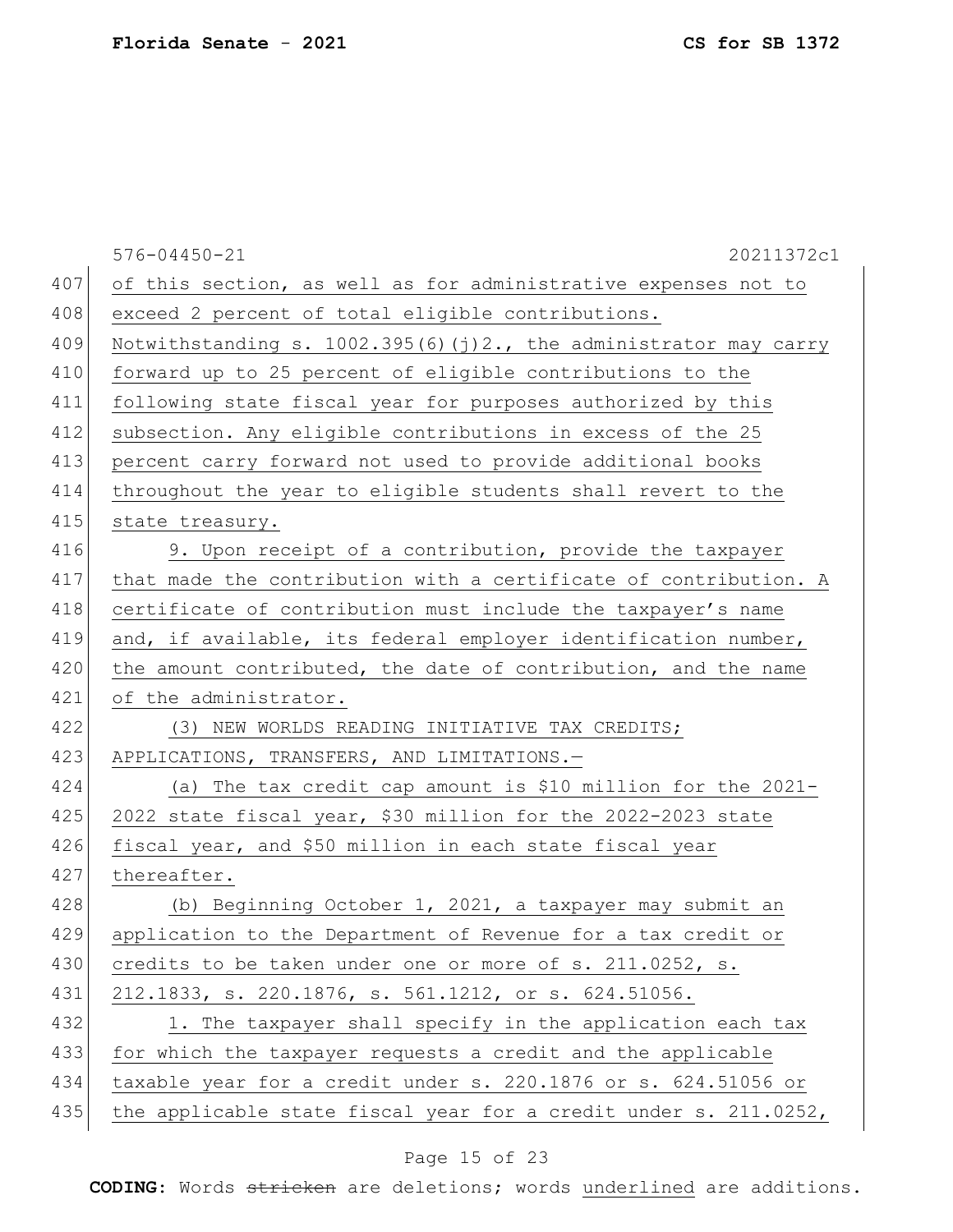of this section, as well as for administrative expenses not to exceed 2 percent of total eligible contributions. Notwithstanding s. 1002.395(6)(j)2., the administrator may carry forward up to 25 percent of eligible contributions to the following state fiscal year for purposes authorized by this subsection. Any eligible contributions in excess of the 25 percent carry forward not used to provide additional books throughout the year to eligible students shall revert to the state treasury.

9. Upon receipt of a contribution, provide the taxpayer that made the contribution with a certificate of contribution. A certificate of contribution must include the taxpayer's name and, if available, its federal employer identification number, the amount contributed, the date of contribution, and the name of the administrator.

(3) NEW WORLDS READING INITIATIVE TAX CREDITS; APPLICATIONS, TRANSFERS, AND LIMITATIONS.—

(a) The tax credit cap amount is $10 million for the 2021-2022 state fiscal year, $30 million for the 2022-2023 state fiscal year, and $50 million in each state fiscal year thereafter.

(b) Beginning October 1, 2021, a taxpayer may submit an application to the Department of Revenue for a tax credit or credits to be taken under one or more of s. 211.0252, s. 212.1833, s. 220.1876, s. 561.1212, or s. 624.51056.

1. The taxpayer shall specify in the application each tax for which the taxpayer requests a credit and the applicable taxable year for a credit under s. 220.1876 or s. 624.51056 or the applicable state fiscal year for a credit under s. 211.0252,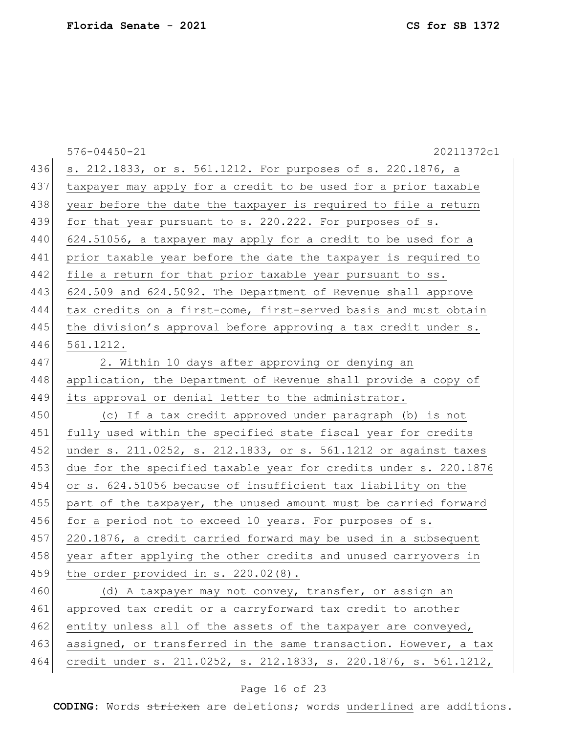s. 212.1833, or s. 561.1212. For purposes of s. 220.1876, a taxpayer may apply for a credit to be used for a prior taxable year before the date the taxpayer is required to file a return for that year pursuant to s. 220.222. For purposes of s. 624.51056, a taxpayer may apply for a credit to be used for a prior taxable year before the date the taxpayer is required to file a return for that prior taxable year pursuant to ss. 624.509 and 624.5092. The Department of Revenue shall approve tax credits on a first-come, first-served basis and must obtain the division's approval before approving a tax credit under s. 561.1212.

2. Within 10 days after approving or denying an application, the Department of Revenue shall provide a copy of its approval or denial letter to the administrator.

(c) If a tax credit approved under paragraph (b) is not fully used within the specified state fiscal year for credits under s. 211.0252, s. 212.1833, or s. 561.1212 or against taxes due for the specified taxable year for credits under s. 220.1876 or s. 624.51056 because of insufficient tax liability on the part of the taxpayer, the unused amount must be carried forward for a period not to exceed 10 years. For purposes of s. 220.1876, a credit carried forward may be used in a subsequent year after applying the other credits and unused carryovers in the order provided in s. 220.02(8).

(d) A taxpayer may not convey, transfer, or assign an approved tax credit or a carryforward tax credit to another entity unless all of the assets of the taxpayer are conveyed, assigned, or transferred in the same transaction. However, a tax credit under s. 211.0252, s. 212.1833, s. 220.1876, s. 561.1212,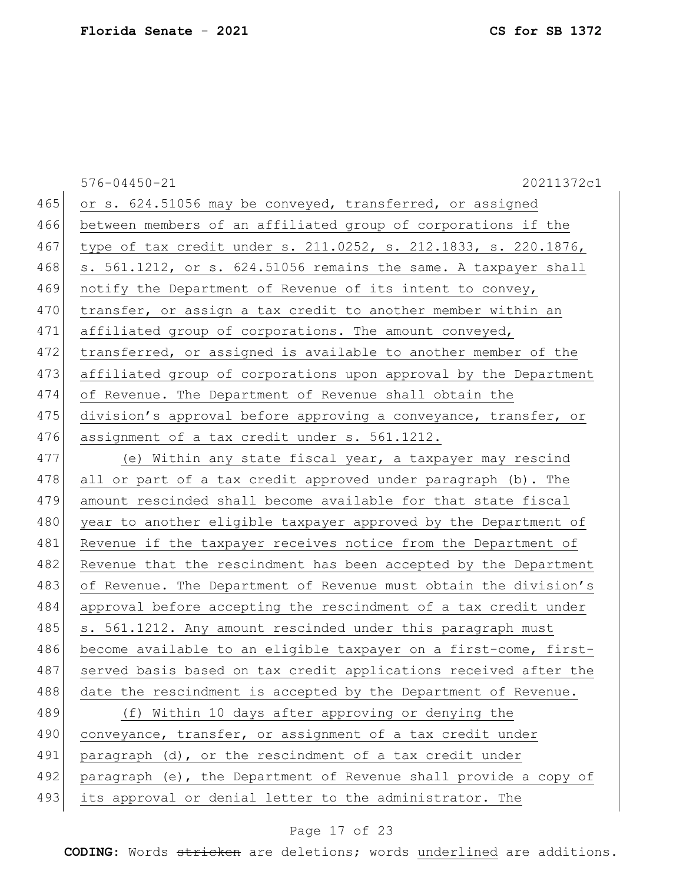or s. 624.51056 may be conveyed, transferred, or assigned between members of an affiliated group of corporations if the type of tax credit under s. 211.0252, s. 212.1833, s. 220.1876, s. 561.1212, or s. 624.51056 remains the same. A taxpayer shall notify the Department of Revenue of its intent to convey, transfer, or assign a tax credit to another member within an affiliated group of corporations. The amount conveyed, transferred, or assigned is available to another member of the affiliated group of corporations upon approval by the Department of Revenue. The Department of Revenue shall obtain the division's approval before approving a conveyance, transfer, or assignment of a tax credit under s. 561.1212.

(e) Within any state fiscal year, a taxpayer may rescind all or part of a tax credit approved under paragraph (b). The amount rescinded shall become available for that state fiscal year to another eligible taxpayer approved by the Department of Revenue if the taxpayer receives notice from the Department of Revenue that the rescindment has been accepted by the Department of Revenue. The Department of Revenue must obtain the division's approval before accepting the rescindment of a tax credit under s. 561.1212. Any amount rescinded under this paragraph must become available to an eligible taxpayer on a first-come, first-served basis based on tax credit applications received after the date the rescindment is accepted by the Department of Revenue.

(f) Within 10 days after approving or denying the conveyance, transfer, or assignment of a tax credit under paragraph (d), or the rescindment of a tax credit under paragraph (e), the Department of Revenue shall provide a copy of its approval or denial letter to the administrator. The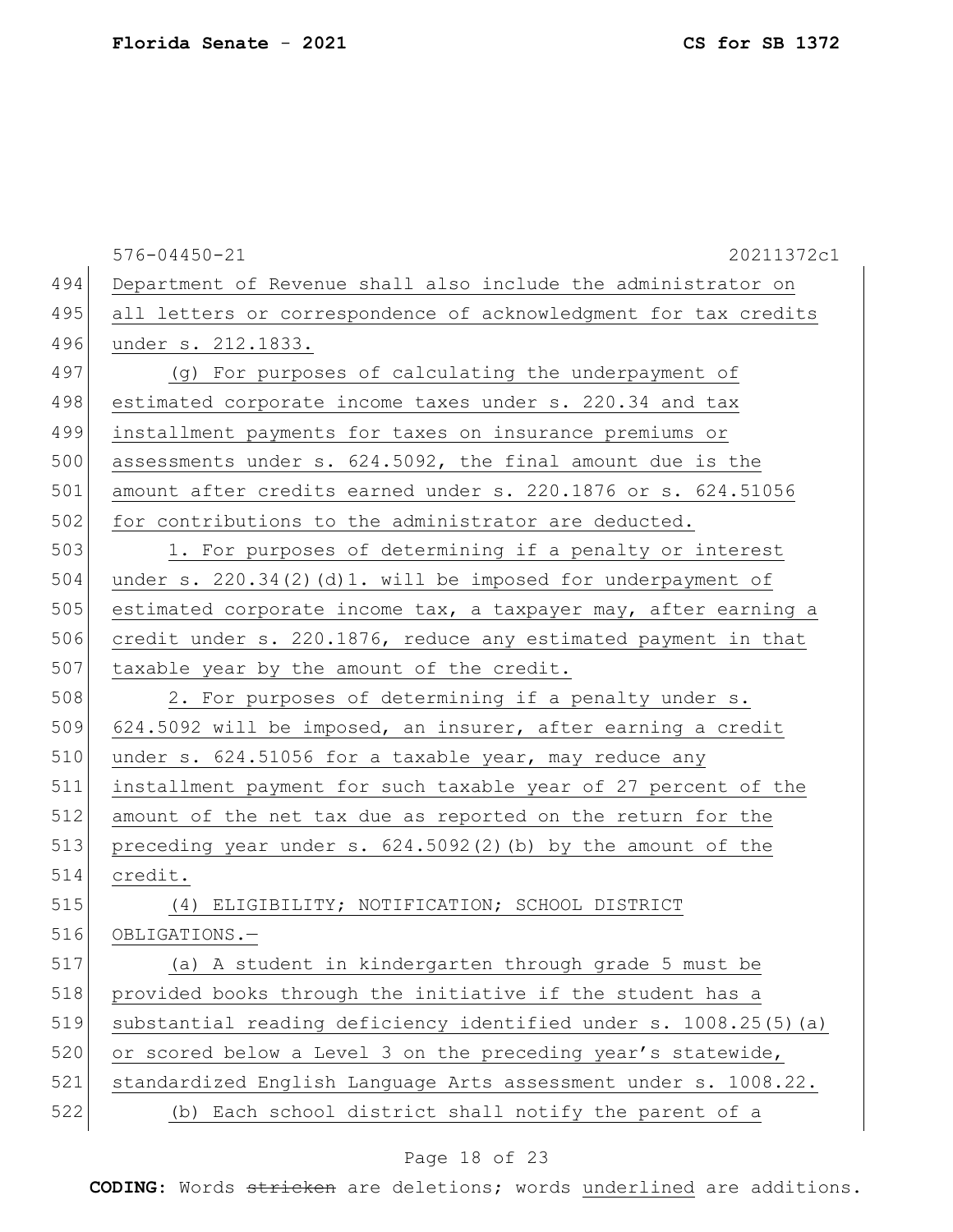Department of Revenue shall also include the administrator on all letters or correspondence of acknowledgment for tax credits under s. 212.1833.

(g) For purposes of calculating the underpayment of estimated corporate income taxes under s. 220.34 and tax installment payments for taxes on insurance premiums or assessments under s. 624.5092, the final amount due is the amount after credits earned under s. 220.1876 or s. 624.51056 for contributions to the administrator are deducted.

1. For purposes of determining if a penalty or interest under s. 220.34(2)(d)1. will be imposed for underpayment of estimated corporate income tax, a taxpayer may, after earning a credit under s. 220.1876, reduce any estimated payment in that taxable year by the amount of the credit.

2. For purposes of determining if a penalty under s. 624.5092 will be imposed, an insurer, after earning a credit under s. 624.51056 for a taxable year, may reduce any installment payment for such taxable year of 27 percent of the amount of the net tax due as reported on the return for the preceding year under s. 624.5092(2)(b) by the amount of the credit.

(4) ELIGIBILITY; NOTIFICATION; SCHOOL DISTRICT OBLIGATIONS.—

(a) A student in kindergarten through grade 5 must be provided books through the initiative if the student has a substantial reading deficiency identified under s. 1008.25(5)(a) or scored below a Level 3 on the preceding year's statewide, standardized English Language Arts assessment under s. 1008.22.

(b) Each school district shall notify the parent of a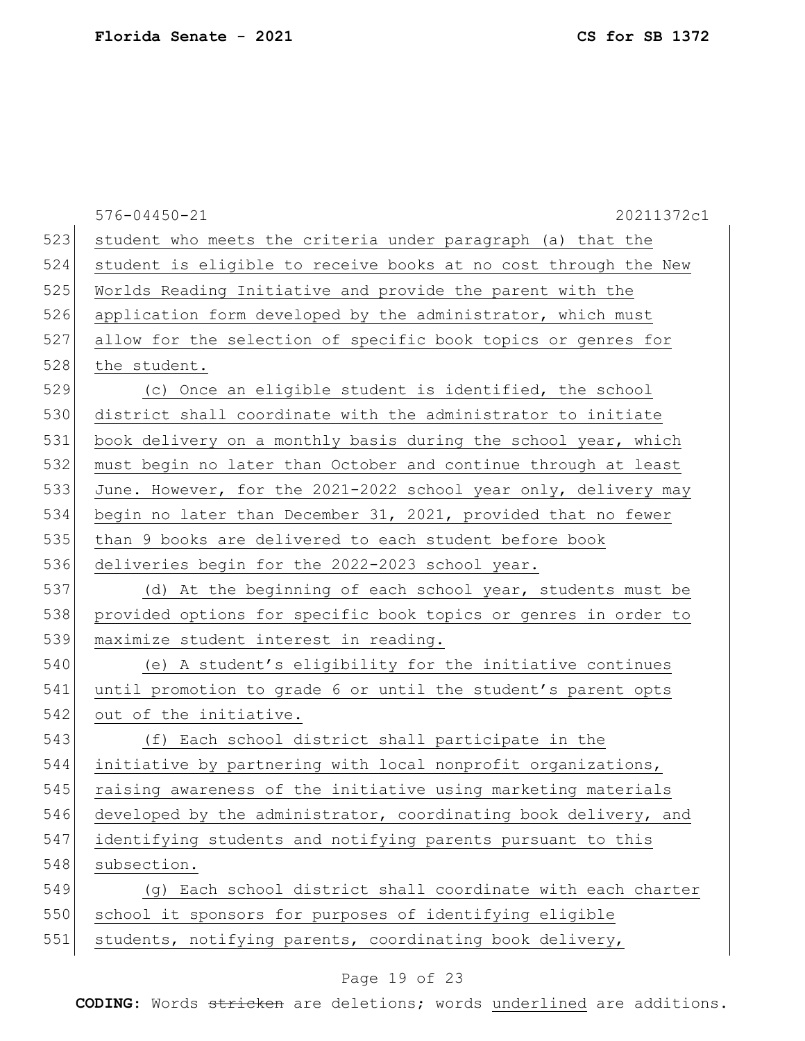576-04450-21 20211372c1

student who meets the criteria under paragraph (a) that the student is eligible to receive books at no cost through the New Worlds Reading Initiative and provide the parent with the application form developed by the administrator, which must allow for the selection of specific book topics or genres for the student.

(c) Once an eligible student is identified, the school district shall coordinate with the administrator to initiate book delivery on a monthly basis during the school year, which must begin no later than October and continue through at least June. However, for the 2021-2022 school year only, delivery may begin no later than December 31, 2021, provided that no fewer than 9 books are delivered to each student before book deliveries begin for the 2022-2023 school year.

(d) At the beginning of each school year, students must be provided options for specific book topics or genres in order to maximize student interest in reading.

(e) A student's eligibility for the initiative continues until promotion to grade 6 or until the student's parent opts out of the initiative.

(f) Each school district shall participate in the initiative by partnering with local nonprofit organizations, raising awareness of the initiative using marketing materials developed by the administrator, coordinating book delivery, and identifying students and notifying parents pursuant to this subsection.

(g) Each school district shall coordinate with each charter school it sponsors for purposes of identifying eligible students, notifying parents, coordinating book delivery,

**CODING:** Words ~~stricken~~ are deletions; words underlined are additions.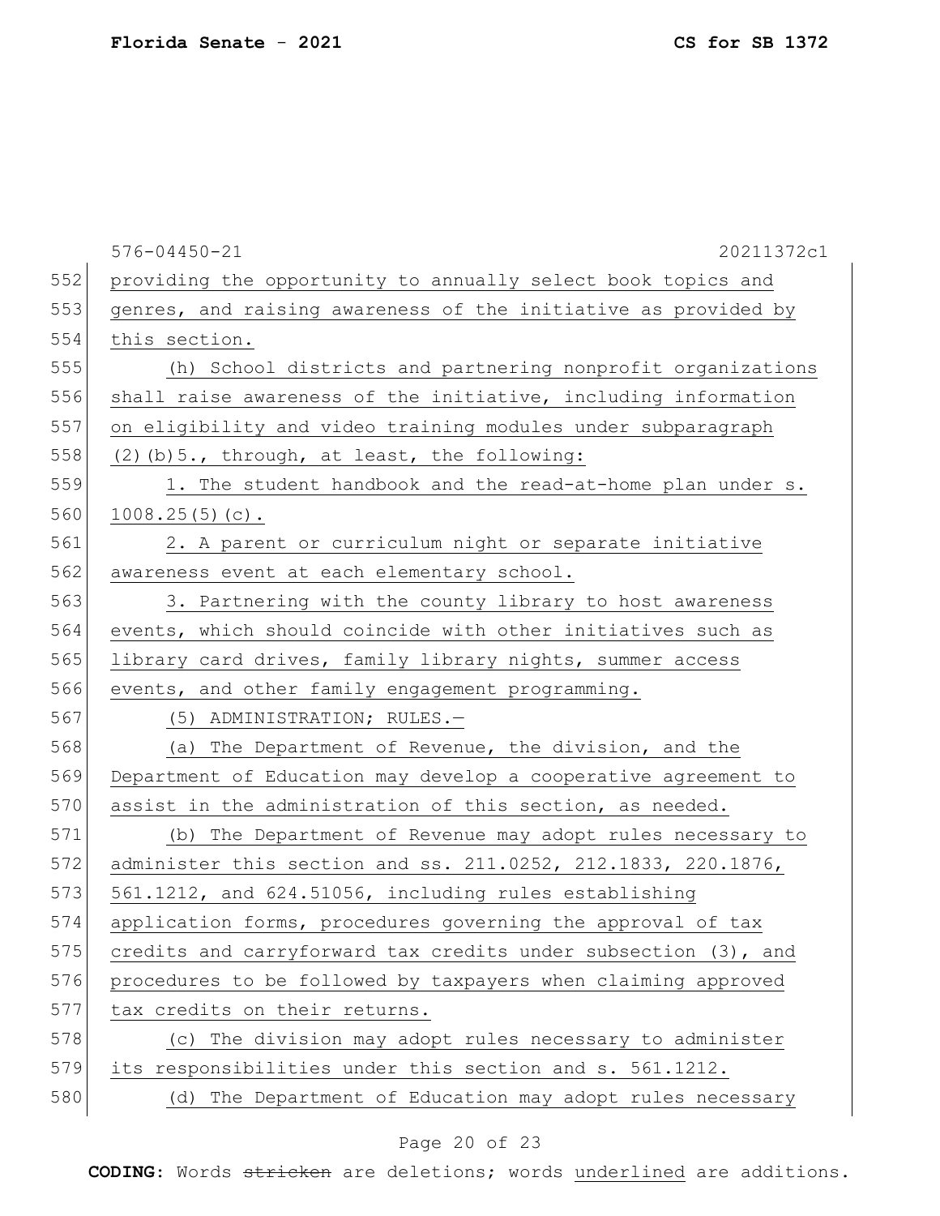576-04450-21 20211372c1

providing the opportunity to annually select book topics and genres, and raising awareness of the initiative as provided by this section.

(h) School districts and partnering nonprofit organizations shall raise awareness of the initiative, including information on eligibility and video training modules under subparagraph (2)(b)5., through, at least, the following:

1. The student handbook and the read-at-home plan under s. 1008.25(5)(c).

2. A parent or curriculum night or separate initiative awareness event at each elementary school.

3. Partnering with the county library to host awareness events, which should coincide with other initiatives such as library card drives, family library nights, summer access events, and other family engagement programming.

(5) ADMINISTRATION; RULES.—

(a) The Department of Revenue, the division, and the Department of Education may develop a cooperative agreement to assist in the administration of this section, as needed.

(b) The Department of Revenue may adopt rules necessary to administer this section and ss. 211.0252, 212.1833, 220.1876, 561.1212, and 624.51056, including rules establishing application forms, procedures governing the approval of tax credits and carryforward tax credits under subsection (3), and procedures to be followed by taxpayers when claiming approved tax credits on their returns.

(c) The division may adopt rules necessary to administer its responsibilities under this section and s. 561.1212.

(d) The Department of Education may adopt rules necessary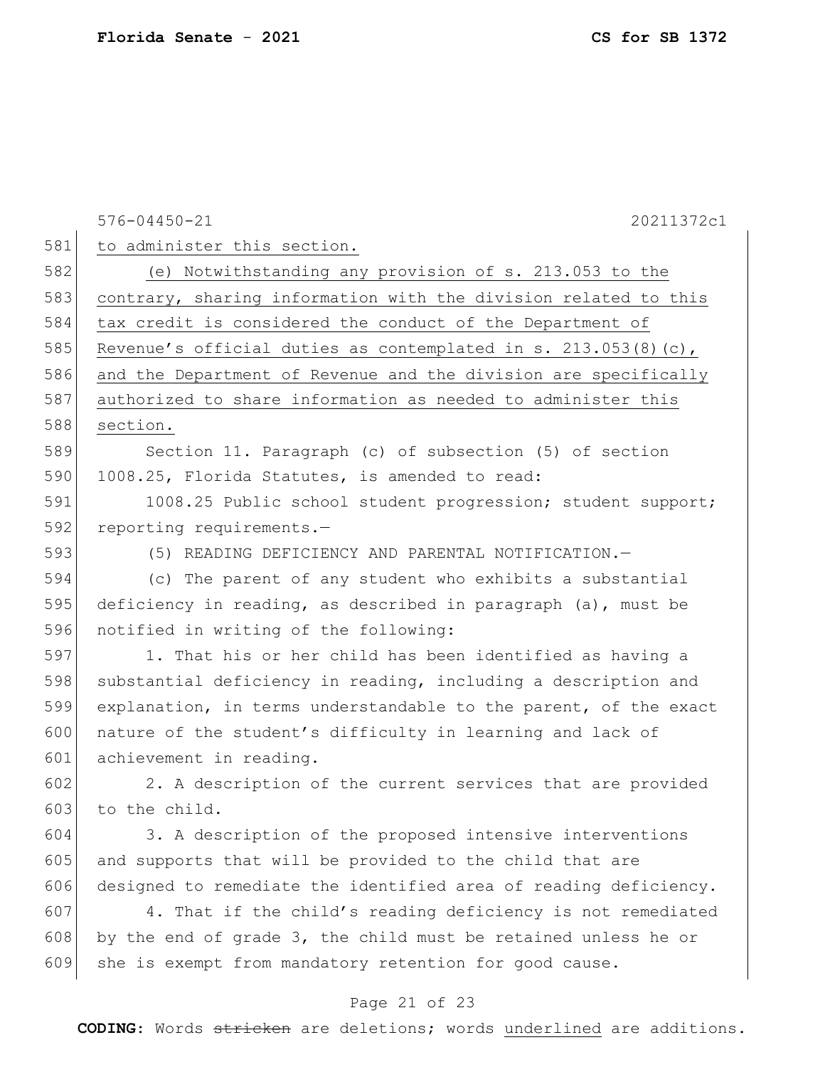<u>to administer this section.</u>

<u>(e) Notwithstanding any provision of s. 213.053 to the contrary, sharing information with the division related to this tax credit is considered the conduct of the Department of Revenue's official duties as contemplated in s. 213.053(8)(c), and the Department of Revenue and the division are specifically authorized to share information as needed to administer this section.</u>

Section 11. Paragraph (c) of subsection (5) of section 1008.25, Florida Statutes, is amended to read:

1008.25 Public school student progression; student support; reporting requirements.—

(5) READING DEFICIENCY AND PARENTAL NOTIFICATION.—

(c) The parent of any student who exhibits a substantial deficiency in reading, as described in paragraph (a), must be notified in writing of the following:

1. That his or her child has been identified as having a substantial deficiency in reading, including a description and explanation, in terms understandable to the parent, of the exact nature of the student's difficulty in learning and lack of achievement in reading.

2. A description of the current services that are provided to the child.

3. A description of the proposed intensive interventions and supports that will be provided to the child that are designed to remediate the identified area of reading deficiency.

4. That if the child's reading deficiency is not remediated by the end of grade 3, the child must be retained unless he or she is exempt from mandatory retention for good cause.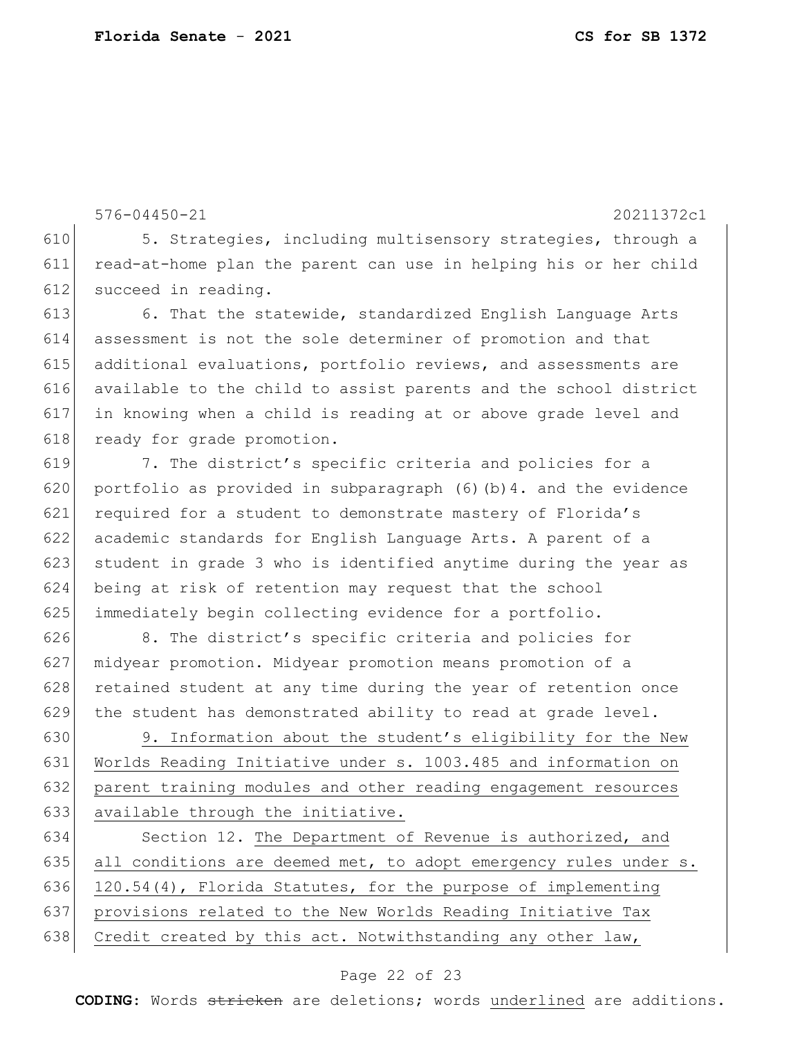576-04450-21 20211372c1

5. Strategies, including multisensory strategies, through a read-at-home plan the parent can use in helping his or her child succeed in reading.

6. That the statewide, standardized English Language Arts assessment is not the sole determiner of promotion and that additional evaluations, portfolio reviews, and assessments are available to the child to assist parents and the school district in knowing when a child is reading at or above grade level and ready for grade promotion.

7. The district's specific criteria and policies for a portfolio as provided in subparagraph (6)(b)4. and the evidence required for a student to demonstrate mastery of Florida's academic standards for English Language Arts. A parent of a student in grade 3 who is identified anytime during the year as being at risk of retention may request that the school immediately begin collecting evidence for a portfolio.

8. The district's specific criteria and policies for midyear promotion. Midyear promotion means promotion of a retained student at any time during the year of retention once the student has demonstrated ability to read at grade level.

<u>9. Information about the student's eligibility for the New Worlds Reading Initiative under s. 1003.485 and information on parent training modules and other reading engagement resources available through the initiative.</u>

Section 12. <u>The Department of Revenue is authorized, and all conditions are deemed met, to adopt emergency rules under s. 120.54(4), Florida Statutes, for the purpose of implementing provisions related to the New Worlds Reading Initiative Tax Credit created by this act. Notwithstanding any other law,</u>

**CODING:** Words ~~stricken~~ are deletions; words <u>underlined</u> are additions.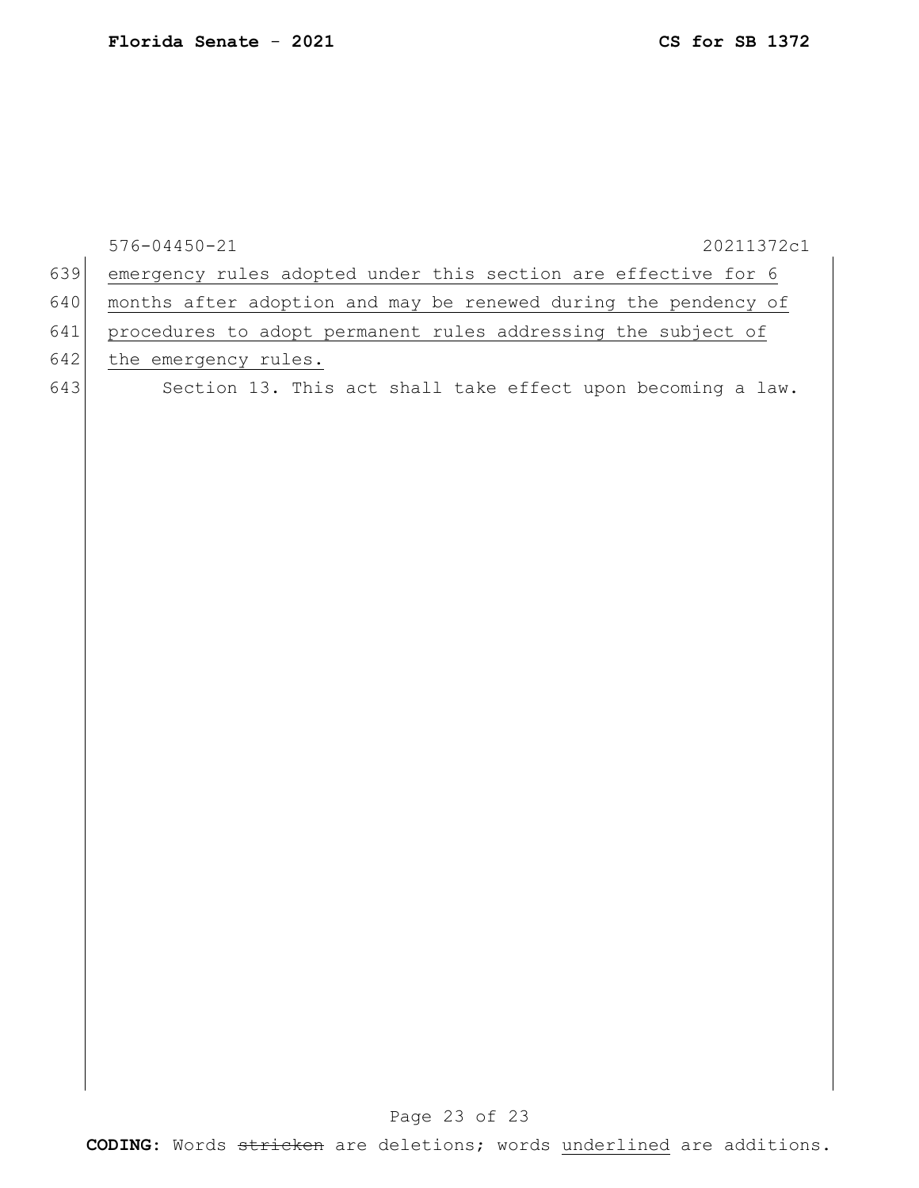emergency rules adopted under this section are effective for 6 months after adoption and may be renewed during the pendency of procedures to adopt permanent rules addressing the subject of the emergency rules.

Section 13. This act shall take effect upon becoming a law.